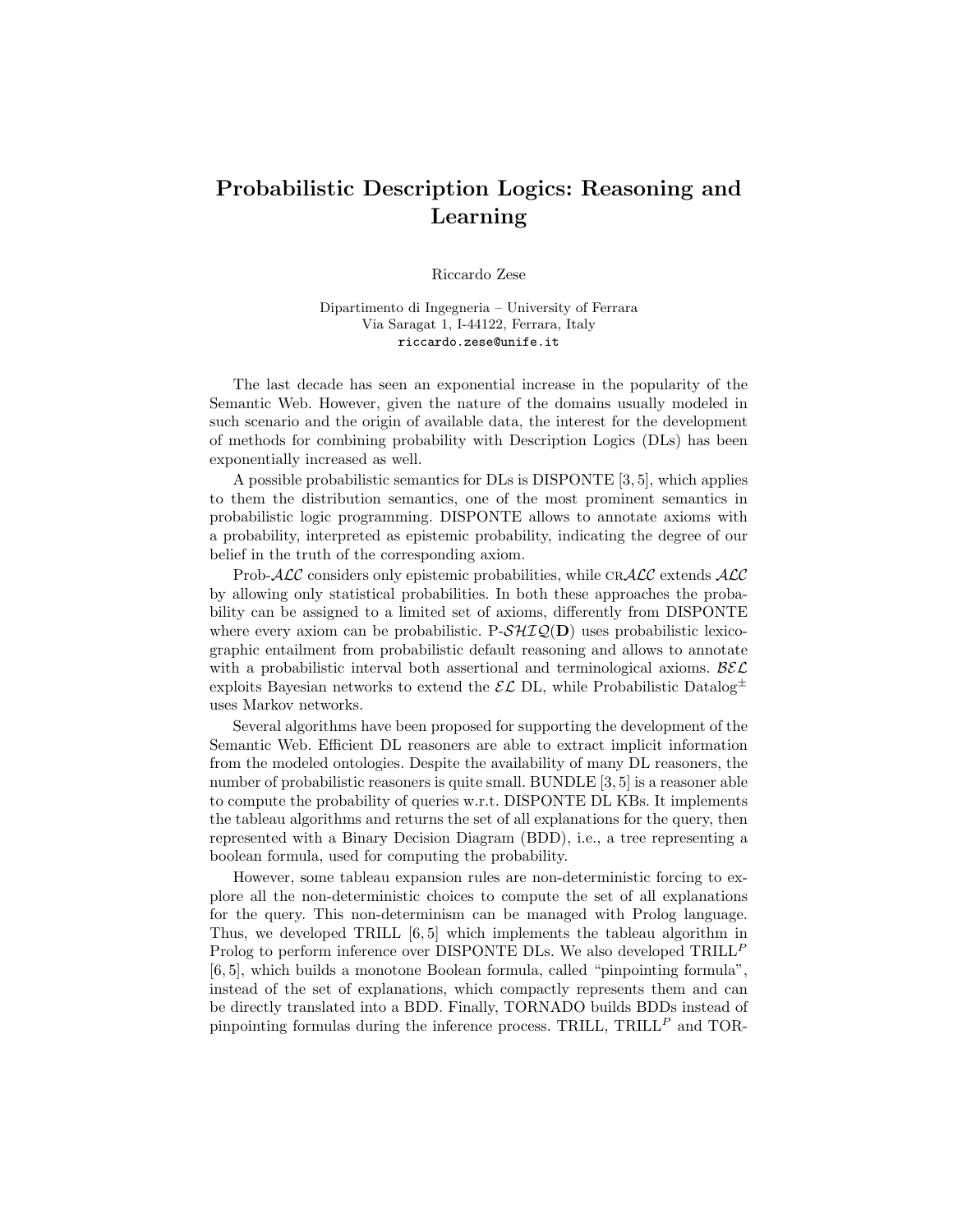# Probabilistic Description Logics: Reasoning and Learning

Riccardo Zese

Dipartimento di Ingegneria – University of Ferrara
Via Saragat 1, I-44122, Ferrara, Italy
riccardo.zese@unife.it

The last decade has seen an exponential increase in the popularity of the Semantic Web. However, given the nature of the domains usually modeled in such scenario and the origin of available data, the interest for the development of methods for combining probability with Description Logics (DLs) has been exponentially increased as well.

A possible probabilistic semantics for DLs is DISPONTE [3, 5], which applies to them the distribution semantics, one of the most prominent semantics in probabilistic logic programming. DISPONTE allows to annotate axioms with a probability, interpreted as epistemic probability, indicating the degree of our belief in the truth of the corresponding axiom.

Prob-$\mathcal{ALC}$ considers only epistemic probabilities, while CR$\mathcal{ALC}$ extends $\mathcal{ALC}$ by allowing only statistical probabilities. In both these approaches the probability can be assigned to a limited set of axioms, differently from DISPONTE where every axiom can be probabilistic. P-$\mathcal{SHIQ}(\mathbf{D})$ uses probabilistic lexicographic entailment from probabilistic default reasoning and allows to annotate with a probabilistic interval both assertional and terminological axioms. $\mathcal{BEL}$ exploits Bayesian networks to extend the $\mathcal{EL}$ DL, while Probabilistic Datalog$^{\pm}$ uses Markov networks.

Several algorithms have been proposed for supporting the development of the Semantic Web. Efficient DL reasoners are able to extract implicit information from the modeled ontologies. Despite the availability of many DL reasoners, the number of probabilistic reasoners is quite small. BUNDLE [3, 5] is a reasoner able to compute the probability of queries w.r.t. DISPONTE DL KBs. It implements the tableau algorithms and returns the set of all explanations for the query, then represented with a Binary Decision Diagram (BDD), i.e., a tree representing a boolean formula, used for computing the probability.

However, some tableau expansion rules are non-deterministic forcing to explore all the non-deterministic choices to compute the set of all explanations for the query. This non-determinism can be managed with Prolog language. Thus, we developed TRILL [6, 5] which implements the tableau algorithm in Prolog to perform inference over DISPONTE DLs. We also developed TRILL$^P$ [6, 5], which builds a monotone Boolean formula, called "pinpointing formula", instead of the set of explanations, which compactly represents them and can be directly translated into a BDD. Finally, TORNADO builds BDDs instead of pinpointing formulas during the inference process. TRILL, TRILL$^P$ and TOR-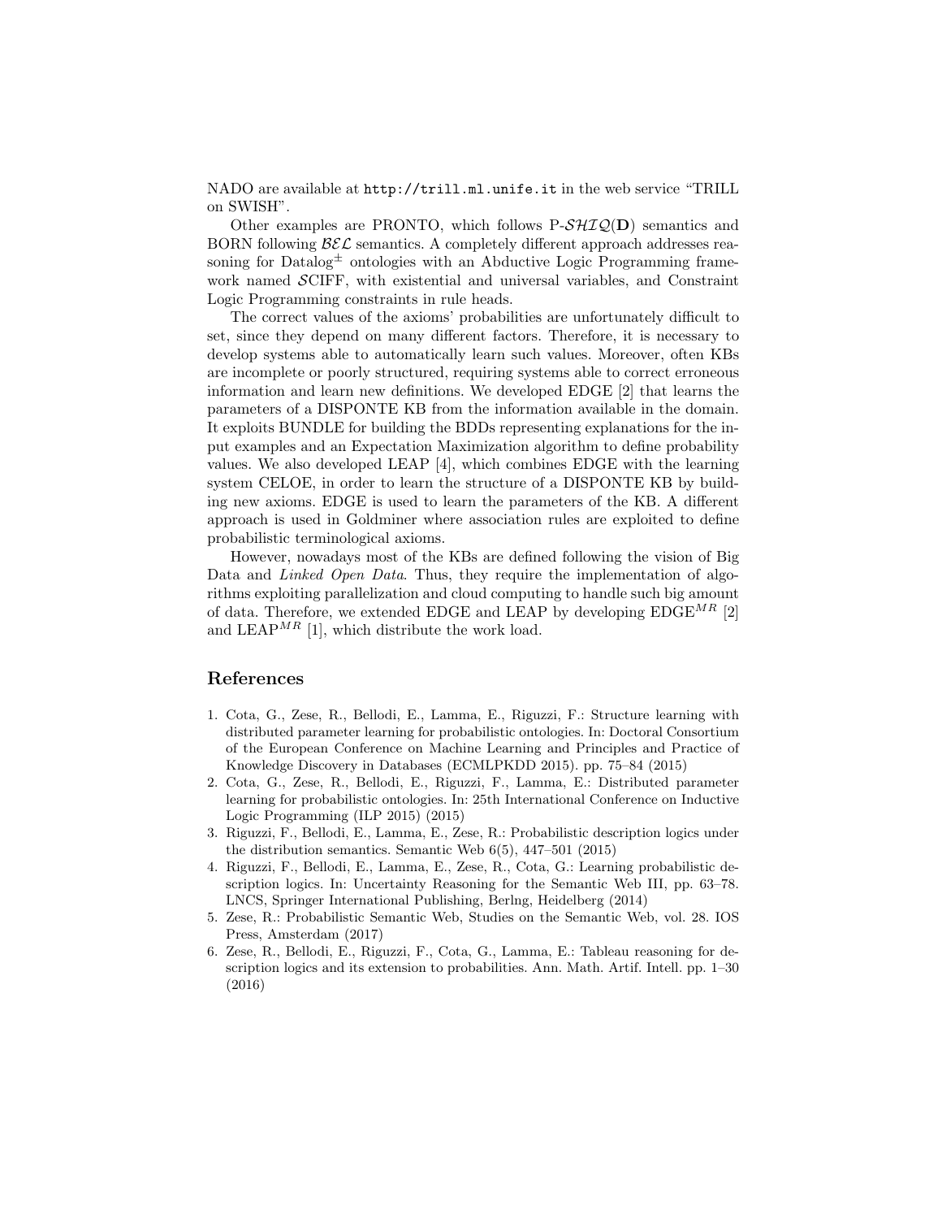NADO are available at `http://trill.ml.unife.it` in the web service "TRILL on SWISH".

Other examples are PRONTO, which follows P-$\mathcal{SHIQ}(\mathbf{D})$ semantics and BORN following $\mathcal{BEL}$ semantics. A completely different approach addresses reasoning for Datalog$^{\pm}$ ontologies with an Abductive Logic Programming framework named $\mathcal{S}$CIFF, with existential and universal variables, and Constraint Logic Programming constraints in rule heads.

The correct values of the axioms' probabilities are unfortunately difficult to set, since they depend on many different factors. Therefore, it is necessary to develop systems able to automatically learn such values. Moreover, often KBs are incomplete or poorly structured, requiring systems able to correct erroneous information and learn new definitions. We developed EDGE [2] that learns the parameters of a DISPONTE KB from the information available in the domain. It exploits BUNDLE for building the BDDs representing explanations for the input examples and an Expectation Maximization algorithm to define probability values. We also developed LEAP [4], which combines EDGE with the learning system CELOE, in order to learn the structure of a DISPONTE KB by building new axioms. EDGE is used to learn the parameters of the KB. A different approach is used in Goldminer where association rules are exploited to define probabilistic terminological axioms.

However, nowadays most of the KBs are defined following the vision of Big Data and *Linked Open Data*. Thus, they require the implementation of algorithms exploiting parallelization and cloud computing to handle such big amount of data. Therefore, we extended EDGE and LEAP by developing EDGE$^{MR}$ [2] and LEAP$^{MR}$ [1], which distribute the work load.

## References

1. Cota, G., Zese, R., Bellodi, E., Lamma, E., Riguzzi, F.: Structure learning with distributed parameter learning for probabilistic ontologies. In: Doctoral Consortium of the European Conference on Machine Learning and Principles and Practice of Knowledge Discovery in Databases (ECMLPKDD 2015). pp. 75–84 (2015)
2. Cota, G., Zese, R., Bellodi, E., Riguzzi, F., Lamma, E.: Distributed parameter learning for probabilistic ontologies. In: 25th International Conference on Inductive Logic Programming (ILP 2015) (2015)
3. Riguzzi, F., Bellodi, E., Lamma, E., Zese, R.: Probabilistic description logics under the distribution semantics. Semantic Web 6(5), 447–501 (2015)
4. Riguzzi, F., Bellodi, E., Lamma, E., Zese, R., Cota, G.: Learning probabilistic description logics. In: Uncertainty Reasoning for the Semantic Web III, pp. 63–78. LNCS, Springer International Publishing, Berlng, Heidelberg (2014)
5. Zese, R.: Probabilistic Semantic Web, Studies on the Semantic Web, vol. 28. IOS Press, Amsterdam (2017)
6. Zese, R., Bellodi, E., Riguzzi, F., Cota, G., Lamma, E.: Tableau reasoning for description logics and its extension to probabilities. Ann. Math. Artif. Intell. pp. 1–30 (2016)